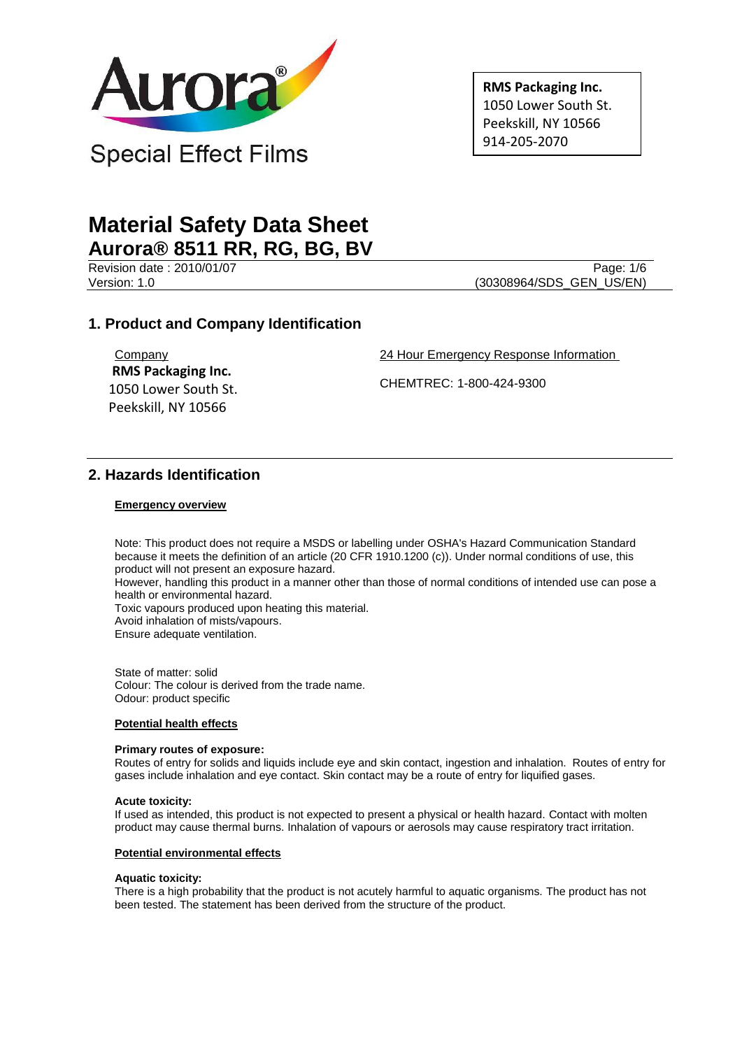Aurora®

Special Effect Films

**RMS Packaging Inc.**
1050 Lower South St.
Peekskill, NY 10566
914-205-2070

# Material Safety Data Sheet

## Aurora® 8511 RR, RG, BG, BV

Revision date : 2010/01/07
Version: 1.0
(30308964/SDS_GEN_US/EN)

## 1. Product and Company Identification

Company
**RMS Packaging Inc.**
1050 Lower South St.
Peekskill, NY 10566

24 Hour Emergency Response Information

CHEMTREC: 1-800-424-9300

## 2. Hazards Identification

**Emergency overview**

Note: This product does not require a MSDS or labelling under OSHA's Hazard Communication Standard because it meets the definition of an article (20 CFR 1910.1200 (c)). Under normal conditions of use, this product will not present an exposure hazard.
However, handling this product in a manner other than those of normal conditions of intended use can pose a health or environmental hazard.
Toxic vapours produced upon heating this material.
Avoid inhalation of mists/vapours.
Ensure adequate ventilation.

State of matter: solid
Colour: The colour is derived from the trade name.
Odour: product specific

**Potential health effects**

**Primary routes of exposure:**
Routes of entry for solids and liquids include eye and skin contact, ingestion and inhalation. Routes of entry for gases include inhalation and eye contact. Skin contact may be a route of entry for liquified gases.

**Acute toxicity:**
If used as intended, this product is not expected to present a physical or health hazard. Contact with molten product may cause thermal burns. Inhalation of vapours or aerosols may cause respiratory tract irritation.

**Potential environmental effects**

**Aquatic toxicity:**
There is a high probability that the product is not acutely harmful to aquatic organisms. The product has not been tested. The statement has been derived from the structure of the product.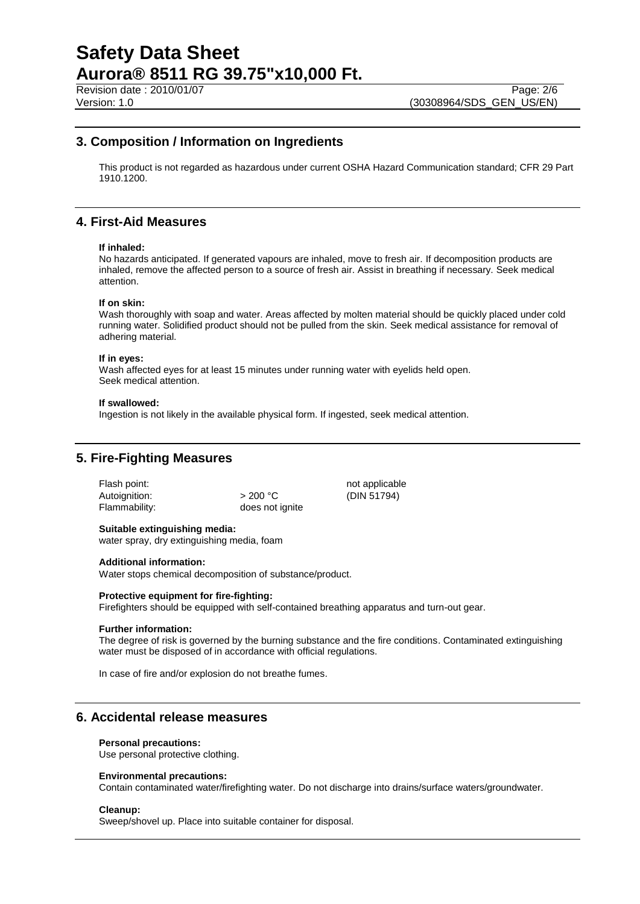## 3. Composition / Information on Ingredients

This product is not regarded as hazardous under current OSHA Hazard Communication standard; CFR 29 Part 1910.1200.

## 4. First-Aid Measures

**If inhaled:**
No hazards anticipated. If generated vapours are inhaled, move to fresh air. If decomposition products are inhaled, remove the affected person to a source of fresh air. Assist in breathing if necessary. Seek medical attention.

**If on skin:**
Wash thoroughly with soap and water. Areas affected by molten material should be quickly placed under cold running water. Solidified product should not be pulled from the skin. Seek medical assistance for removal of adhering material.

**If in eyes:**
Wash affected eyes for at least 15 minutes under running water with eyelids held open.
Seek medical attention.

**If swallowed:**
Ingestion is not likely in the available physical form. If ingested, seek medical attention.

## 5. Fire-Fighting Measures

| | | |
|---|---|---|
| Flash point: | | not applicable |
| Autoignition: | > 200 °C | (DIN 51794) |
| Flammability: | does not ignite | |

**Suitable extinguishing media:**
water spray, dry extinguishing media, foam

**Additional information:**
Water stops chemical decomposition of substance/product.

**Protective equipment for fire-fighting:**
Firefighters should be equipped with self-contained breathing apparatus and turn-out gear.

**Further information:**
The degree of risk is governed by the burning substance and the fire conditions. Contaminated extinguishing water must be disposed of in accordance with official regulations.

In case of fire and/or explosion do not breathe fumes.

## 6. Accidental release measures

**Personal precautions:**
Use personal protective clothing.

**Environmental precautions:**
Contain contaminated water/firefighting water. Do not discharge into drains/surface waters/groundwater.

**Cleanup:**
Sweep/shovel up. Place into suitable container for disposal.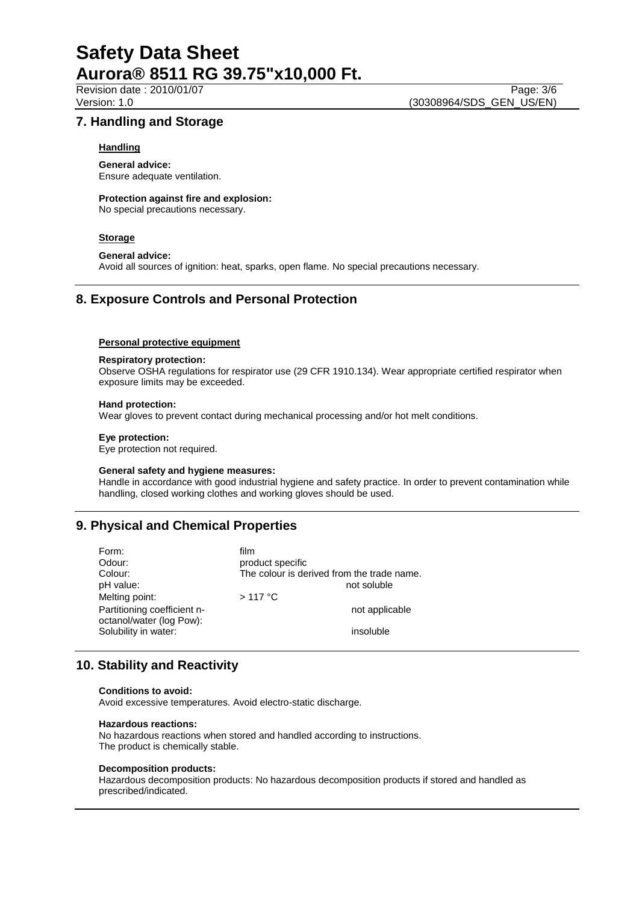## 7. Handling and Storage

### Handling

**General advice:**
Ensure adequate ventilation.

**Protection against fire and explosion:**
No special precautions necessary.

### Storage

**General advice:**
Avoid all sources of ignition: heat, sparks, open flame. No special precautions necessary.

## 8. Exposure Controls and Personal Protection

### Personal protective equipment

**Respiratory protection:**
Observe OSHA regulations for respirator use (29 CFR 1910.134). Wear appropriate certified respirator when exposure limits may be exceeded.

**Hand protection:**
Wear gloves to prevent contact during mechanical processing and/or hot melt conditions.

**Eye protection:**
Eye protection not required.

**General safety and hygiene measures:**
Handle in accordance with good industrial hygiene and safety practice. In order to prevent contamination while handling, closed working clothes and working gloves should be used.

## 9. Physical and Chemical Properties

| | |
|---|---|
| Form: | film |
| Odour: | product specific |
| Colour: | The colour is derived from the trade name. |
| pH value: | not soluble |
| Melting point: | > 117 °C |
| Partitioning coefficient n-octanol/water (log Pow): | not applicable |
| Solubility in water: | insoluble |

## 10. Stability and Reactivity

**Conditions to avoid:**
Avoid excessive temperatures. Avoid electro-static discharge.

**Hazardous reactions:**
No hazardous reactions when stored and handled according to instructions.
The product is chemically stable.

**Decomposition products:**
Hazardous decomposition products: No hazardous decomposition products if stored and handled as prescribed/indicated.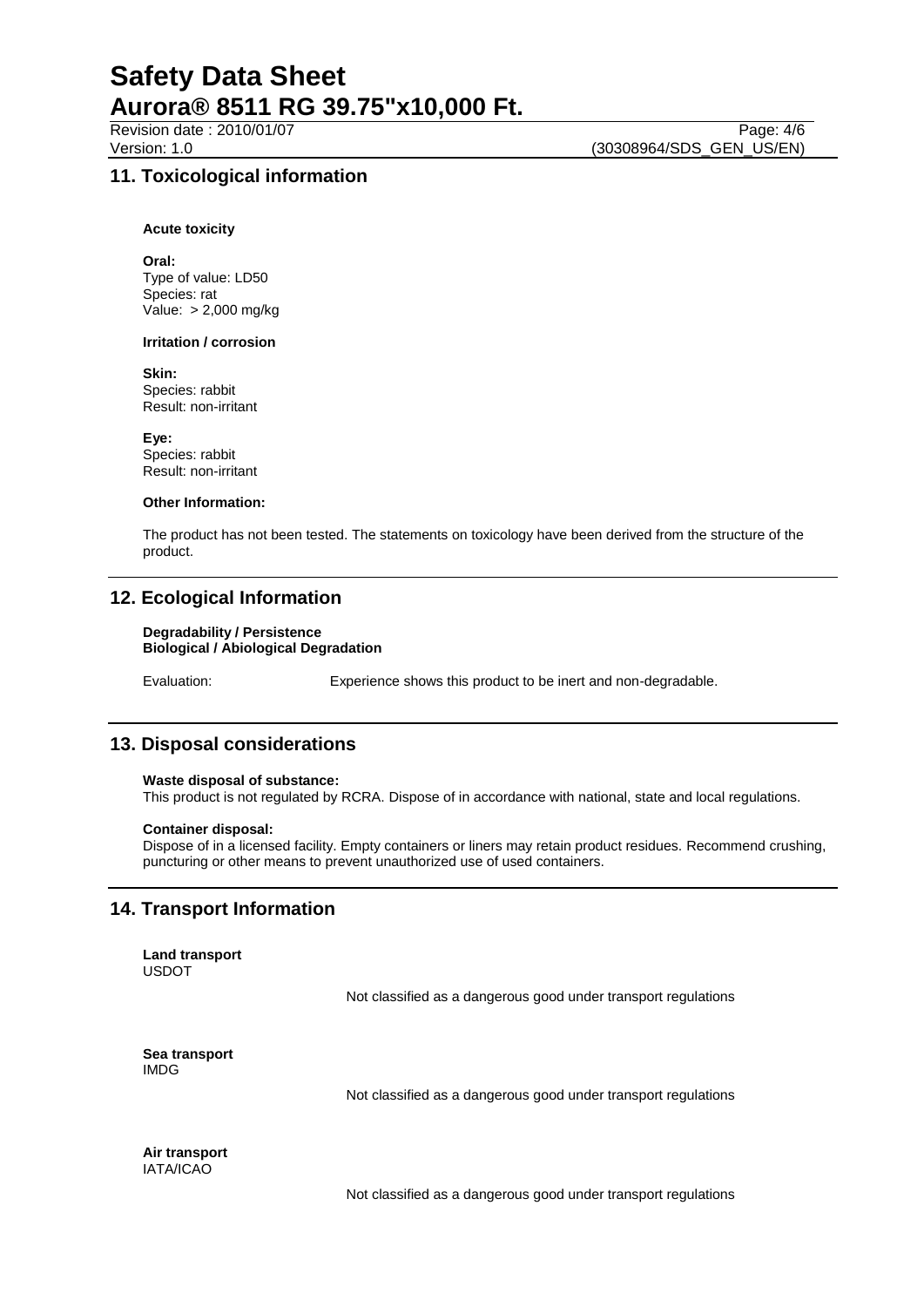## 11. Toxicological information

**Acute toxicity**

**Oral:**
Type of value: LD50
Species: rat
Value: > 2,000 mg/kg

**Irritation / corrosion**

**Skin:**
Species: rabbit
Result: non-irritant

**Eye:**
Species: rabbit
Result: non-irritant

**Other Information:**

The product has not been tested. The statements on toxicology have been derived from the structure of the product.

## 12. Ecological Information

**Degradability / Persistence**
**Biological / Abiological Degradation**

Evaluation: Experience shows this product to be inert and non-degradable.

## 13. Disposal considerations

**Waste disposal of substance:**
This product is not regulated by RCRA. Dispose of in accordance with national, state and local regulations.

**Container disposal:**
Dispose of in a licensed facility. Empty containers or liners may retain product residues. Recommend crushing, puncturing or other means to prevent unauthorized use of used containers.

## 14. Transport Information

**Land transport**
USDOT

Not classified as a dangerous good under transport regulations

**Sea transport**
IMDG

Not classified as a dangerous good under transport regulations

**Air transport**
IATA/ICAO

Not classified as a dangerous good under transport regulations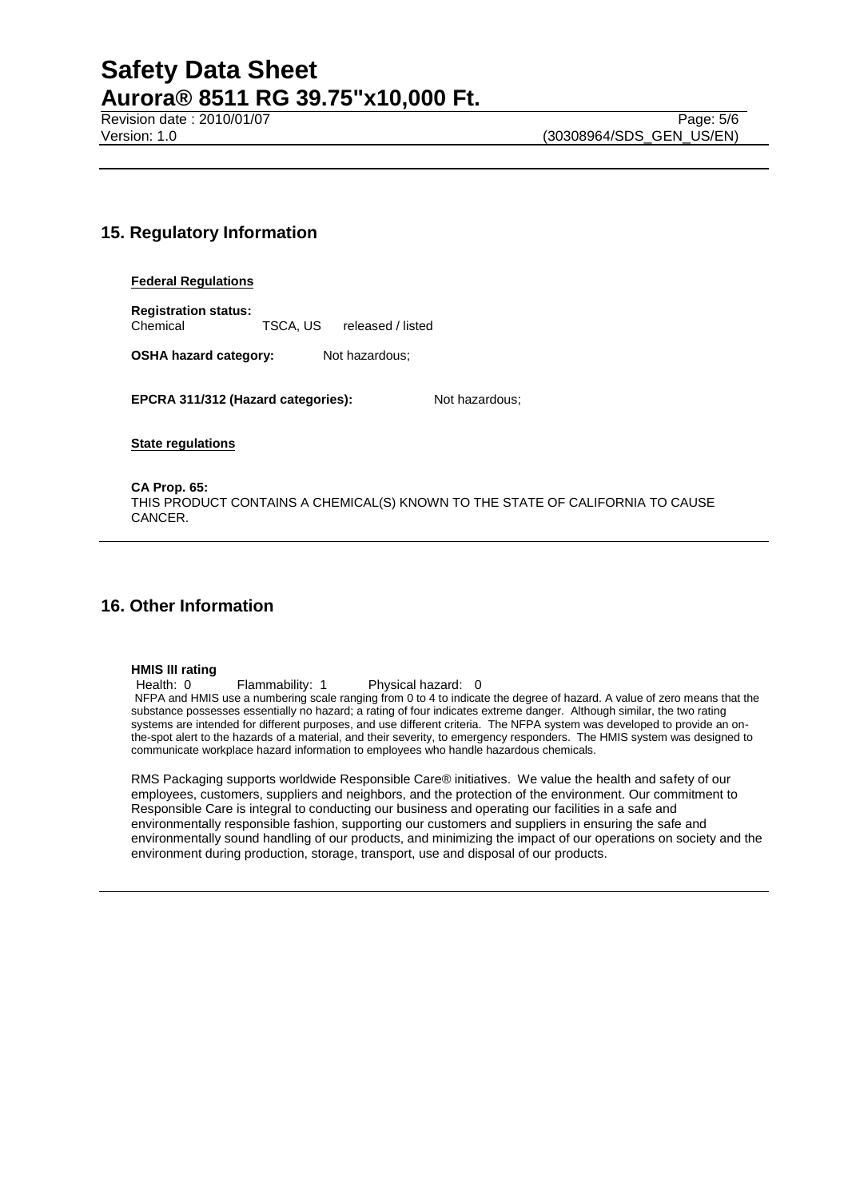## 15. Regulatory Information

**Federal Regulations**

**Registration status:**

Chemical TSCA, US released / listed

**OSHA hazard category:** Not hazardous;

**EPCRA 311/312 (Hazard categories):** Not hazardous;

**State regulations**

**CA Prop. 65:**

THIS PRODUCT CONTAINS A CHEMICAL(S) KNOWN TO THE STATE OF CALIFORNIA TO CAUSE CANCER.

## 16. Other Information

**HMIS III rating**

Health: 0 Flammability: 1 Physical hazard: 0

NFPA and HMIS use a numbering scale ranging from 0 to 4 to indicate the degree of hazard. A value of zero means that the substance possesses essentially no hazard; a rating of four indicates extreme danger. Although similar, the two rating systems are intended for different purposes, and use different criteria. The NFPA system was developed to provide an on-the-spot alert to the hazards of a material, and their severity, to emergency responders. The HMIS system was designed to communicate workplace hazard information to employees who handle hazardous chemicals.

RMS Packaging supports worldwide Responsible Care® initiatives. We value the health and safety of our employees, customers, suppliers and neighbors, and the protection of the environment. Our commitment to Responsible Care is integral to conducting our business and operating our facilities in a safe and environmentally responsible fashion, supporting our customers and suppliers in ensuring the safe and environmentally sound handling of our products, and minimizing the impact of our operations on society and the environment during production, storage, transport, use and disposal of our products.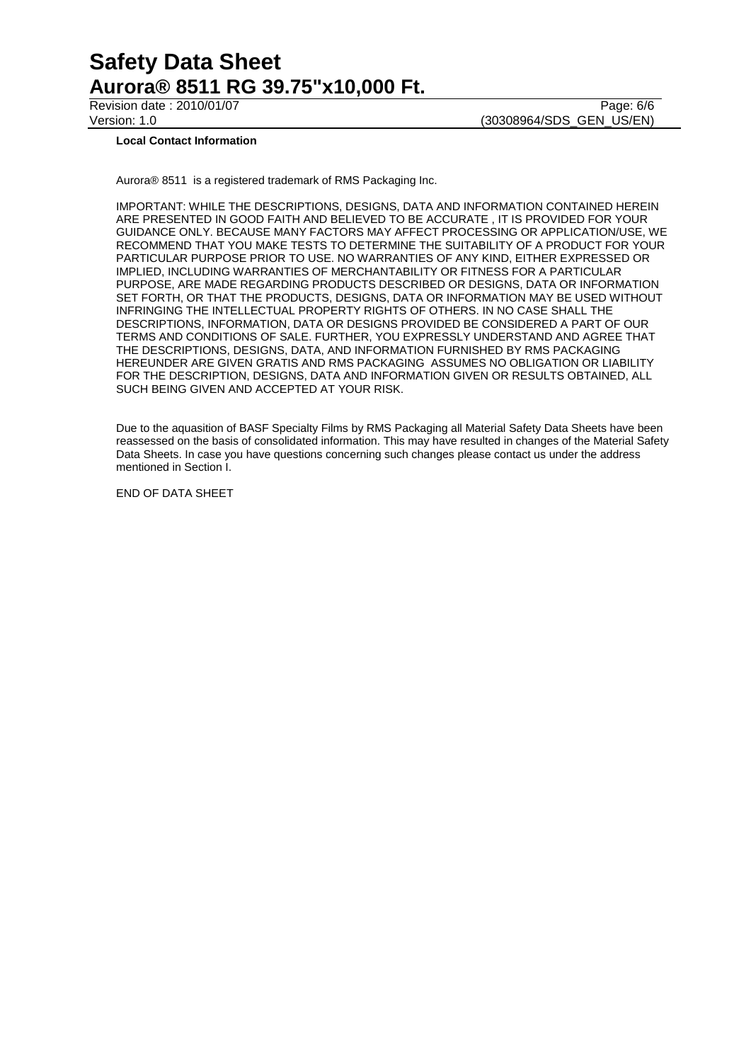**Local Contact Information**

Aurora® 8511 is a registered trademark of RMS Packaging Inc.

IMPORTANT: WHILE THE DESCRIPTIONS, DESIGNS, DATA AND INFORMATION CONTAINED HEREIN ARE PRESENTED IN GOOD FAITH AND BELIEVED TO BE ACCURATE , IT IS PROVIDED FOR YOUR GUIDANCE ONLY. BECAUSE MANY FACTORS MAY AFFECT PROCESSING OR APPLICATION/USE, WE RECOMMEND THAT YOU MAKE TESTS TO DETERMINE THE SUITABILITY OF A PRODUCT FOR YOUR PARTICULAR PURPOSE PRIOR TO USE. NO WARRANTIES OF ANY KIND, EITHER EXPRESSED OR IMPLIED, INCLUDING WARRANTIES OF MERCHANTABILITY OR FITNESS FOR A PARTICULAR PURPOSE, ARE MADE REGARDING PRODUCTS DESCRIBED OR DESIGNS, DATA OR INFORMATION SET FORTH, OR THAT THE PRODUCTS, DESIGNS, DATA OR INFORMATION MAY BE USED WITHOUT INFRINGING THE INTELLECTUAL PROPERTY RIGHTS OF OTHERS. IN NO CASE SHALL THE DESCRIPTIONS, INFORMATION, DATA OR DESIGNS PROVIDED BE CONSIDERED A PART OF OUR TERMS AND CONDITIONS OF SALE. FURTHER, YOU EXPRESSLY UNDERSTAND AND AGREE THAT THE DESCRIPTIONS, DESIGNS, DATA, AND INFORMATION FURNISHED BY RMS PACKAGING HEREUNDER ARE GIVEN GRATIS AND RMS PACKAGING ASSUMES NO OBLIGATION OR LIABILITY FOR THE DESCRIPTION, DESIGNS, DATA AND INFORMATION GIVEN OR RESULTS OBTAINED, ALL SUCH BEING GIVEN AND ACCEPTED AT YOUR RISK.

Due to the aquasition of BASF Specialty Films by RMS Packaging all Material Safety Data Sheets have been reassessed on the basis of consolidated information. This may have resulted in changes of the Material Safety Data Sheets. In case you have questions concerning such changes please contact us under the address mentioned in Section I.

END OF DATA SHEET